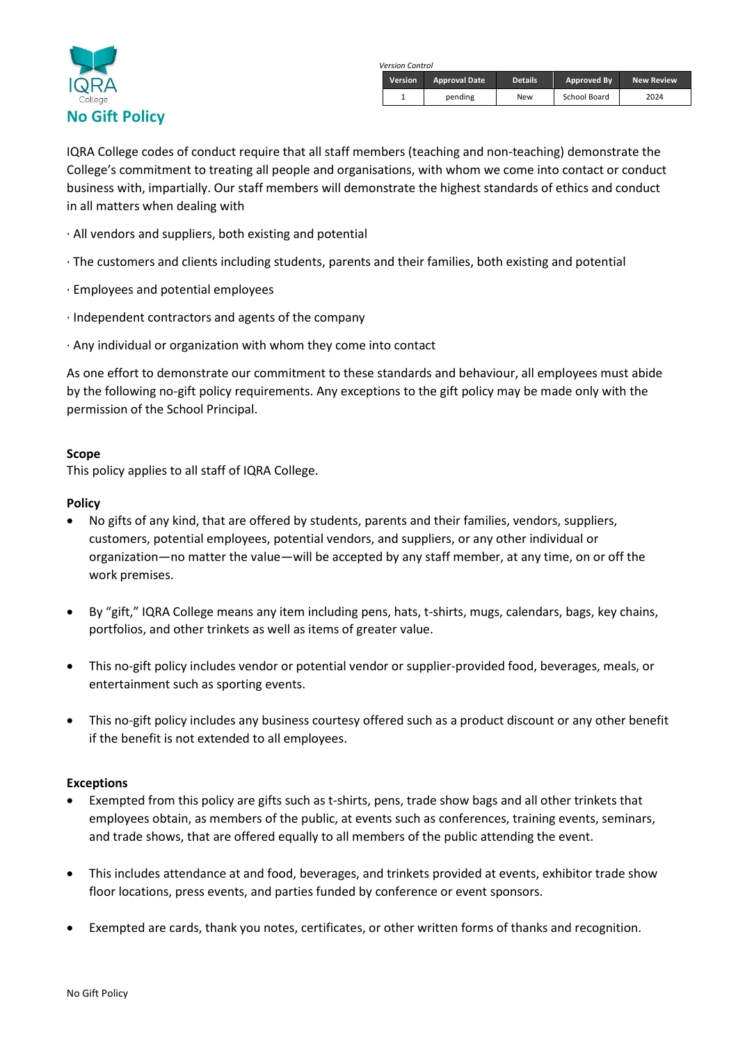IQRA College

# No Gift Policy

*Version Control*

| Version | Approval Date | Details | Approved By | New Review |
|---|---|---|---|---|
| 1 | pending | New | School Board | 2024 |

IQRA College codes of conduct require that all staff members (teaching and non-teaching) demonstrate the College's commitment to treating all people and organisations, with whom we come into contact or conduct business with, impartially. Our staff members will demonstrate the highest standards of ethics and conduct in all matters when dealing with

· All vendors and suppliers, both existing and potential

· The customers and clients including students, parents and their families, both existing and potential

· Employees and potential employees

· Independent contractors and agents of the company

· Any individual or organization with whom they come into contact

As one effort to demonstrate our commitment to these standards and behaviour, all employees must abide by the following no-gift policy requirements. Any exceptions to the gift policy may be made only with the permission of the School Principal.

**Scope**
This policy applies to all staff of IQRA College.

**Policy**

- No gifts of any kind, that are offered by students, parents and their families, vendors, suppliers, customers, potential employees, potential vendors, and suppliers, or any other individual or organization—no matter the value—will be accepted by any staff member, at any time, on or off the work premises.
- By "gift," IQRA College means any item including pens, hats, t-shirts, mugs, calendars, bags, key chains, portfolios, and other trinkets as well as items of greater value.
- This no-gift policy includes vendor or potential vendor or supplier-provided food, beverages, meals, or entertainment such as sporting events.
- This no-gift policy includes any business courtesy offered such as a product discount or any other benefit if the benefit is not extended to all employees.

**Exceptions**

- Exempted from this policy are gifts such as t-shirts, pens, trade show bags and all other trinkets that employees obtain, as members of the public, at events such as conferences, training events, seminars, and trade shows, that are offered equally to all members of the public attending the event.
- This includes attendance at and food, beverages, and trinkets provided at events, exhibitor trade show floor locations, press events, and parties funded by conference or event sponsors.
- Exempted are cards, thank you notes, certificates, or other written forms of thanks and recognition.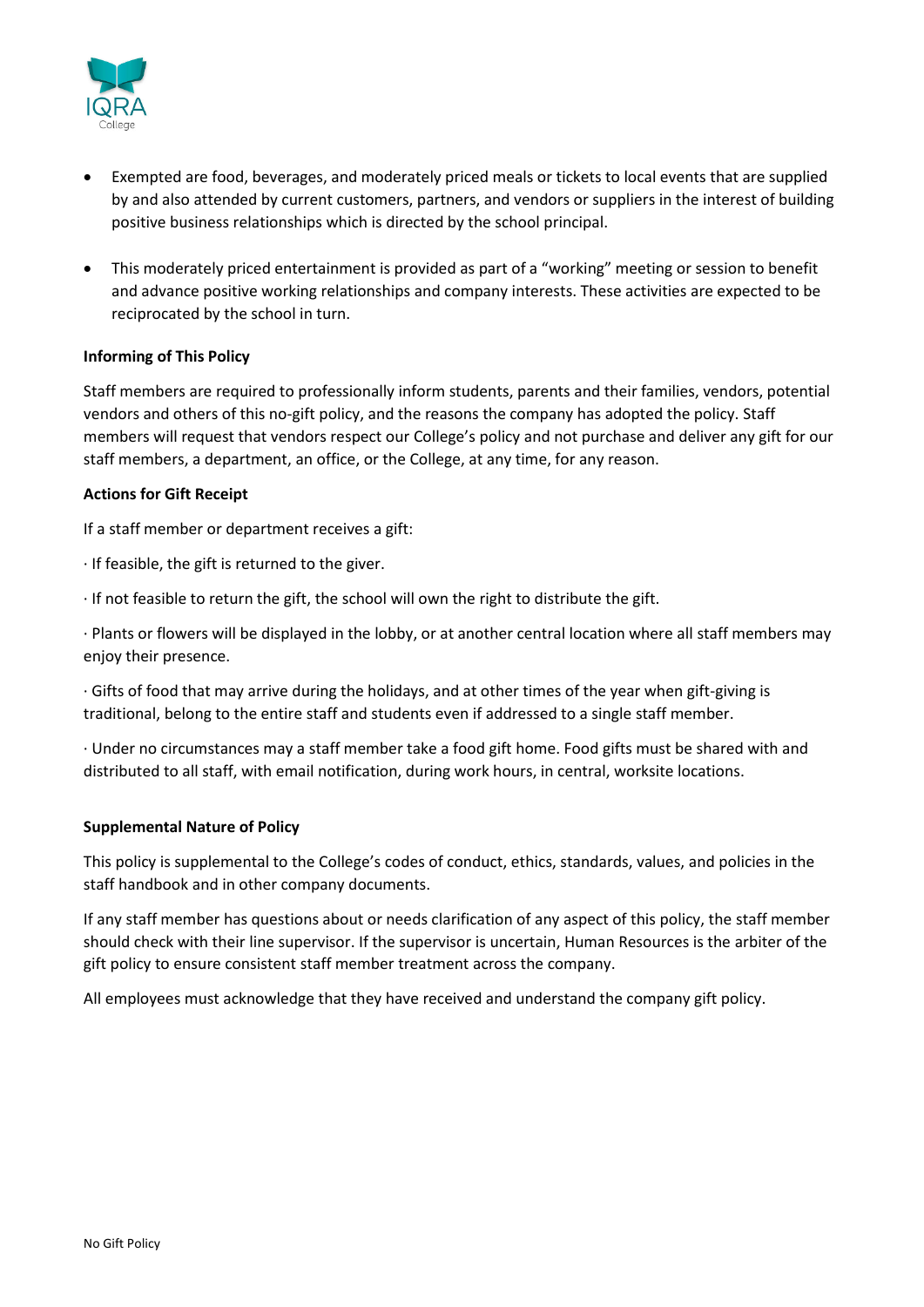- Exempted are food, beverages, and moderately priced meals or tickets to local events that are supplied by and also attended by current customers, partners, and vendors or suppliers in the interest of building positive business relationships which is directed by the school principal.

- This moderately priced entertainment is provided as part of a “working” meeting or session to benefit and advance positive working relationships and company interests. These activities are expected to be reciprocated by the school in turn.

**Informing of This Policy**

Staff members are required to professionally inform students, parents and their families, vendors, potential vendors and others of this no-gift policy, and the reasons the company has adopted the policy. Staff members will request that vendors respect our College’s policy and not purchase and deliver any gift for our staff members, a department, an office, or the College, at any time, for any reason.

**Actions for Gift Receipt**

If a staff member or department receives a gift:

· If feasible, the gift is returned to the giver.

· If not feasible to return the gift, the school will own the right to distribute the gift.

· Plants or flowers will be displayed in the lobby, or at another central location where all staff members may enjoy their presence.

· Gifts of food that may arrive during the holidays, and at other times of the year when gift-giving is traditional, belong to the entire staff and students even if addressed to a single staff member.

· Under no circumstances may a staff member take a food gift home. Food gifts must be shared with and distributed to all staff, with email notification, during work hours, in central, worksite locations.

**Supplemental Nature of Policy**

This policy is supplemental to the College’s codes of conduct, ethics, standards, values, and policies in the staff handbook and in other company documents.

If any staff member has questions about or needs clarification of any aspect of this policy, the staff member should check with their line supervisor. If the supervisor is uncertain, Human Resources is the arbiter of the gift policy to ensure consistent staff member treatment across the company.

All employees must acknowledge that they have received and understand the company gift policy.